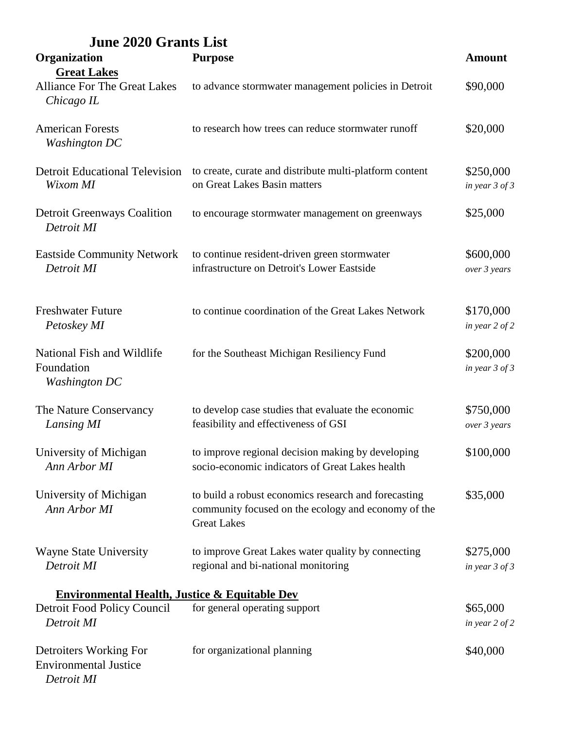# June 2020 Grants List

| Organization | Purpose | Amount |
| --- | --- | --- |
| **Great Lakes** | | |
| Alliance For The Great Lakes *Chicago IL* | to advance stormwater management policies in Detroit | $90,000 |
| American Forests *Washington DC* | to research how trees can reduce stormwater runoff | $20,000 |
| Detroit Educational Television *Wixom MI* | to create, curate and distribute multi-platform content on Great Lakes Basin matters | $250,000 *in year 3 of 3* |
| Detroit Greenways Coalition *Detroit MI* | to encourage stormwater management on greenways | $25,000 |
| Eastside Community Network *Detroit MI* | to continue resident-driven green stormwater infrastructure on Detroit's Lower Eastside | $600,000 *over 3 years* |
| Freshwater Future *Petoskey MI* | to continue coordination of the Great Lakes Network | $170,000 *in year 2 of 2* |
| National Fish and Wildlife Foundation *Washington DC* | for the Southeast Michigan Resiliency Fund | $200,000 *in year 3 of 3* |
| The Nature Conservancy *Lansing MI* | to develop case studies that evaluate the economic feasibility and effectiveness of GSI | $750,000 *over 3 years* |
| University of Michigan *Ann Arbor MI* | to improve regional decision making by developing socio-economic indicators of Great Lakes health | $100,000 |
| University of Michigan *Ann Arbor MI* | to build a robust economics research and forecasting community focused on the ecology and economy of the Great Lakes | $35,000 |
| Wayne State University *Detroit MI* | to improve Great Lakes water quality by connecting regional and bi-national monitoring | $275,000 *in year 3 of 3* |
| **Environmental Health, Justice & Equitable Dev** | | |
| Detroit Food Policy Council *Detroit MI* | for general operating support | $65,000 *in year 2 of 2* |
| Detroiters Working For Environmental Justice *Detroit MI* | for organizational planning | $40,000 |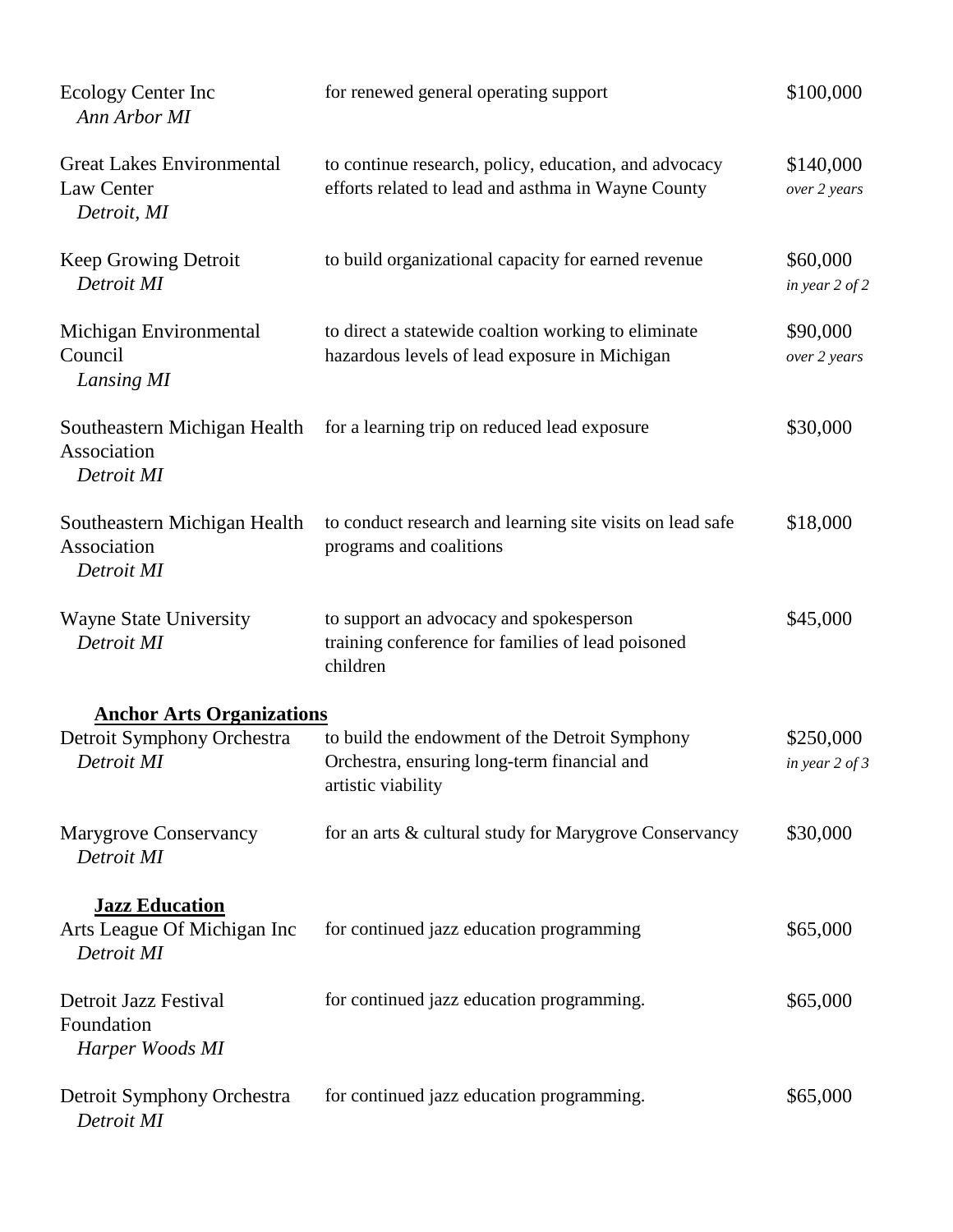| Organization | Purpose | Amount |
|---|---|---|
| Ecology Center Inc<br>*Ann Arbor MI* | for renewed general operating support | $100,000 |
| Great Lakes Environmental Law Center<br>*Detroit, MI* | to continue research, policy, education, and advocacy efforts related to lead and asthma in Wayne County | $140,000<br>*over 2 years* |
| Keep Growing Detroit<br>*Detroit MI* | to build organizational capacity for earned revenue | $60,000<br>*in year 2 of 2* |
| Michigan Environmental Council<br>*Lansing MI* | to direct a statewide coaltion working to eliminate hazardous levels of lead exposure in Michigan | $90,000<br>*over 2 years* |
| Southeastern Michigan Health Association<br>*Detroit MI* | for a learning trip on reduced lead exposure | $30,000 |
| Southeastern Michigan Health Association<br>*Detroit MI* | to conduct research and learning site visits on lead safe programs and coalitions | $18,000 |
| Wayne State University<br>*Detroit MI* | to support an advocacy and spokesperson training conference for families of lead poisoned children | $45,000 |

**Anchor Arts Organizations**

| Organization | Purpose | Amount |
|---|---|---|
| Detroit Symphony Orchestra<br>*Detroit MI* | to build the endowment of the Detroit Symphony Orchestra, ensuring long-term financial and artistic viability | $250,000<br>*in year 2 of 3* |
| Marygrove Conservancy<br>*Detroit MI* | for an arts & cultural study for Marygrove Conservancy | $30,000 |

**Jazz Education**

| Organization | Purpose | Amount |
|---|---|---|
| Arts League Of Michigan Inc<br>*Detroit MI* | for continued jazz education programming | $65,000 |
| Detroit Jazz Festival Foundation<br>*Harper Woods MI* | for continued jazz education programming. | $65,000 |
| Detroit Symphony Orchestra<br>*Detroit MI* | for continued jazz education programming. | $65,000 |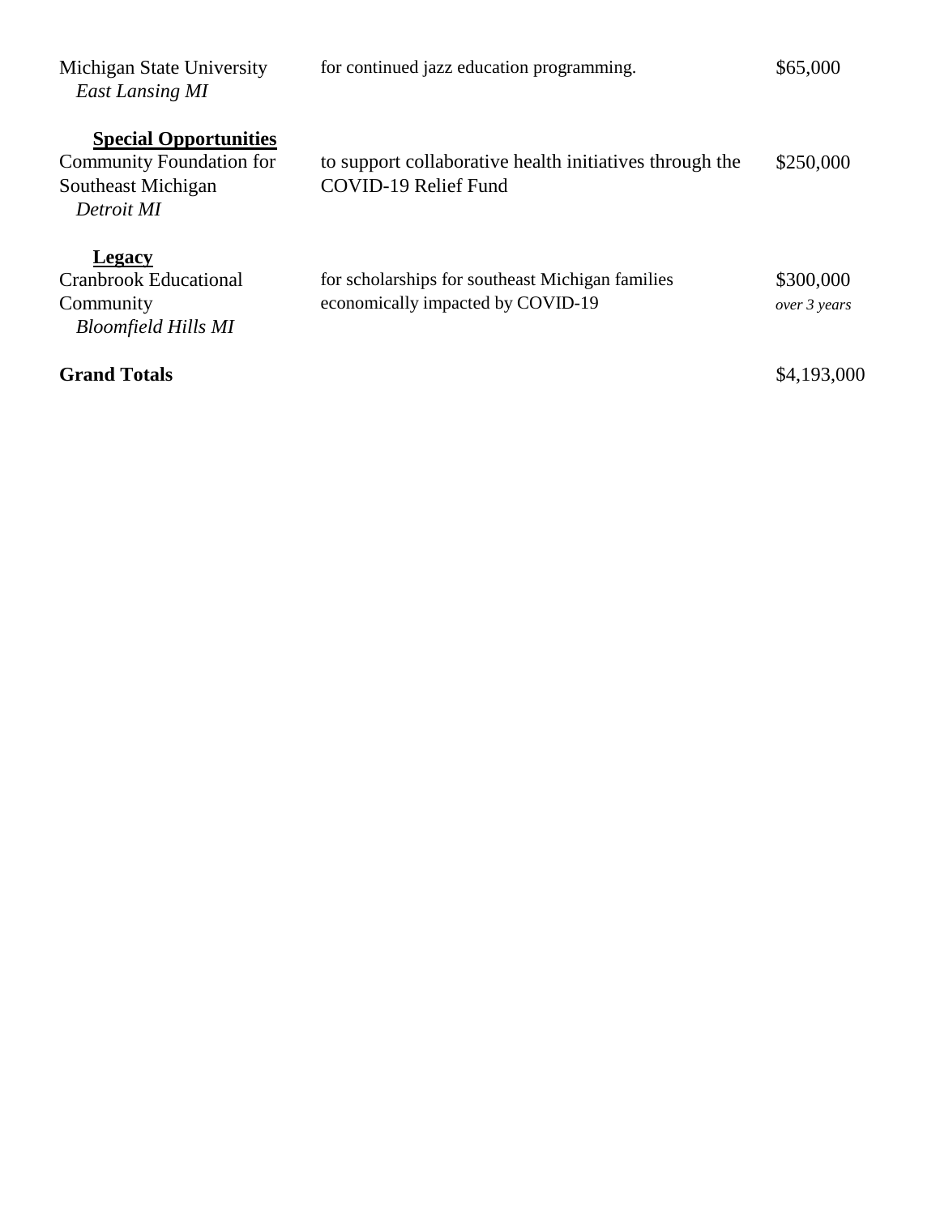| | | |
|---|---|---|
| Michigan State University<br>*East Lansing MI* | for continued jazz education programming. | $65,000 |
| **<u>Special Opportunities</u>** | | |
| Community Foundation for Southeast Michigan<br>*Detroit MI* | to support collaborative health initiatives through the COVID-19 Relief Fund | $250,000 |
| **<u>Legacy</u>** | | |
| Cranbrook Educational Community<br>*Bloomfield Hills MI* | for scholarships for southeast Michigan families economically impacted by COVID-19 | $300,000<br>*over 3 years* |
| **Grand Totals** | | $4,193,000 |